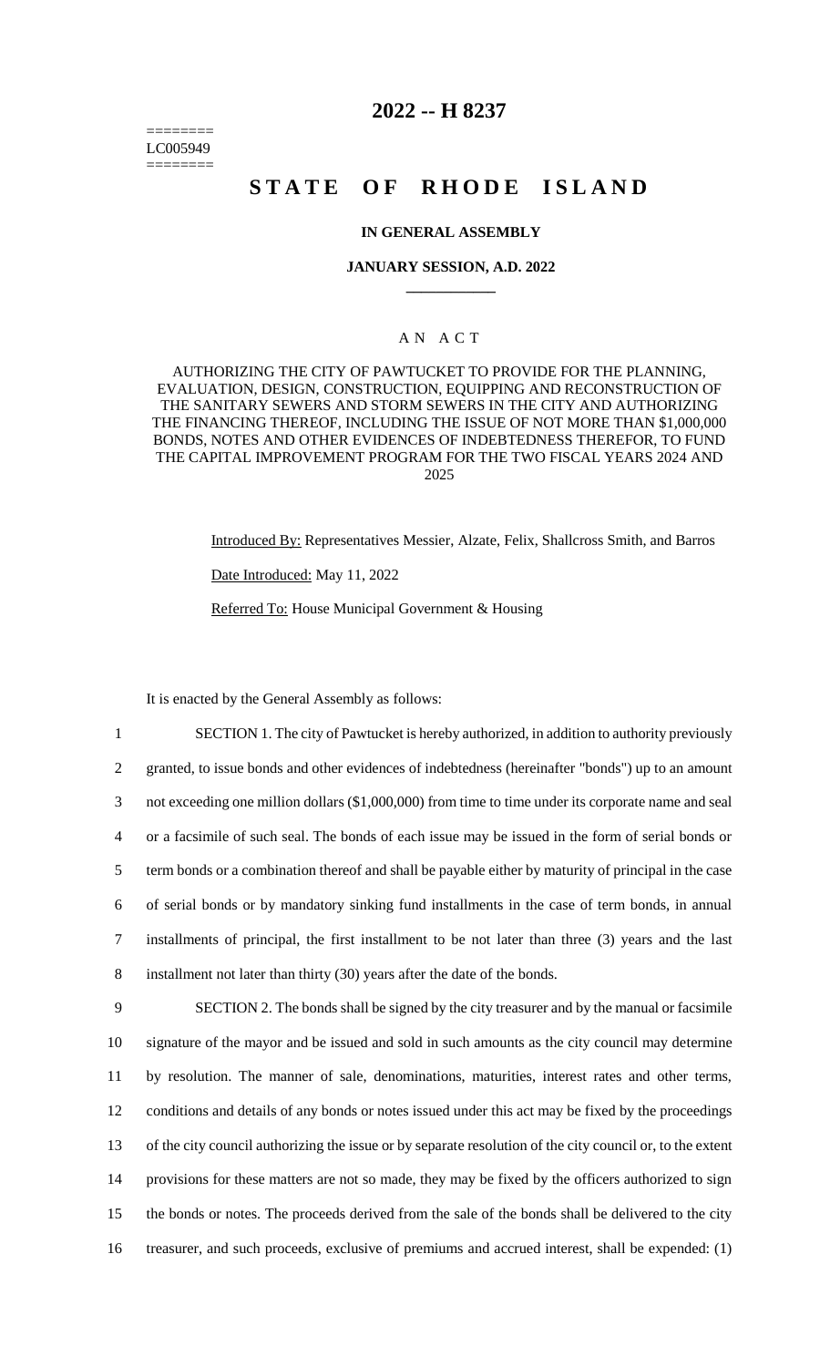========
LC005949
========

# 2022 -- H 8237

# STATE OF RHODE ISLAND

### IN GENERAL ASSEMBLY

### JANUARY SESSION, A.D. 2022

____________

### A N A C T

AUTHORIZING THE CITY OF PAWTUCKET TO PROVIDE FOR THE PLANNING, EVALUATION, DESIGN, CONSTRUCTION, EQUIPPING AND RECONSTRUCTION OF THE SANITARY SEWERS AND STORM SEWERS IN THE CITY AND AUTHORIZING THE FINANCING THEREOF, INCLUDING THE ISSUE OF NOT MORE THAN $1,000,000 BONDS, NOTES AND OTHER EVIDENCES OF INDEBTEDNESS THEREFOR, TO FUND THE CAPITAL IMPROVEMENT PROGRAM FOR THE TWO FISCAL YEARS 2024 AND 2025

Introduced By: Representatives Messier, Alzate, Felix, Shallcross Smith, and Barros

Date Introduced: May 11, 2022

Referred To: House Municipal Government & Housing

It is enacted by the General Assembly as follows:

1 SECTION 1. The city of Pawtucket is hereby authorized, in addition to authority previously
2 granted, to issue bonds and other evidences of indebtedness (hereinafter "bonds") up to an amount
3 not exceeding one million dollars ($1,000,000) from time to time under its corporate name and seal
4 or a facsimile of such seal. The bonds of each issue may be issued in the form of serial bonds or
5 term bonds or a combination thereof and shall be payable either by maturity of principal in the case
6 of serial bonds or by mandatory sinking fund installments in the case of term bonds, in annual
7 installments of principal, the first installment to be not later than three (3) years and the last
8 installment not later than thirty (30) years after the date of the bonds.

9 SECTION 2. The bonds shall be signed by the city treasurer and by the manual or facsimile
10 signature of the mayor and be issued and sold in such amounts as the city council may determine
11 by resolution. The manner of sale, denominations, maturities, interest rates and other terms,
12 conditions and details of any bonds or notes issued under this act may be fixed by the proceedings
13 of the city council authorizing the issue or by separate resolution of the city council or, to the extent
14 provisions for these matters are not so made, they may be fixed by the officers authorized to sign
15 the bonds or notes. The proceeds derived from the sale of the bonds shall be delivered to the city
16 treasurer, and such proceeds, exclusive of premiums and accrued interest, shall be expended: (1)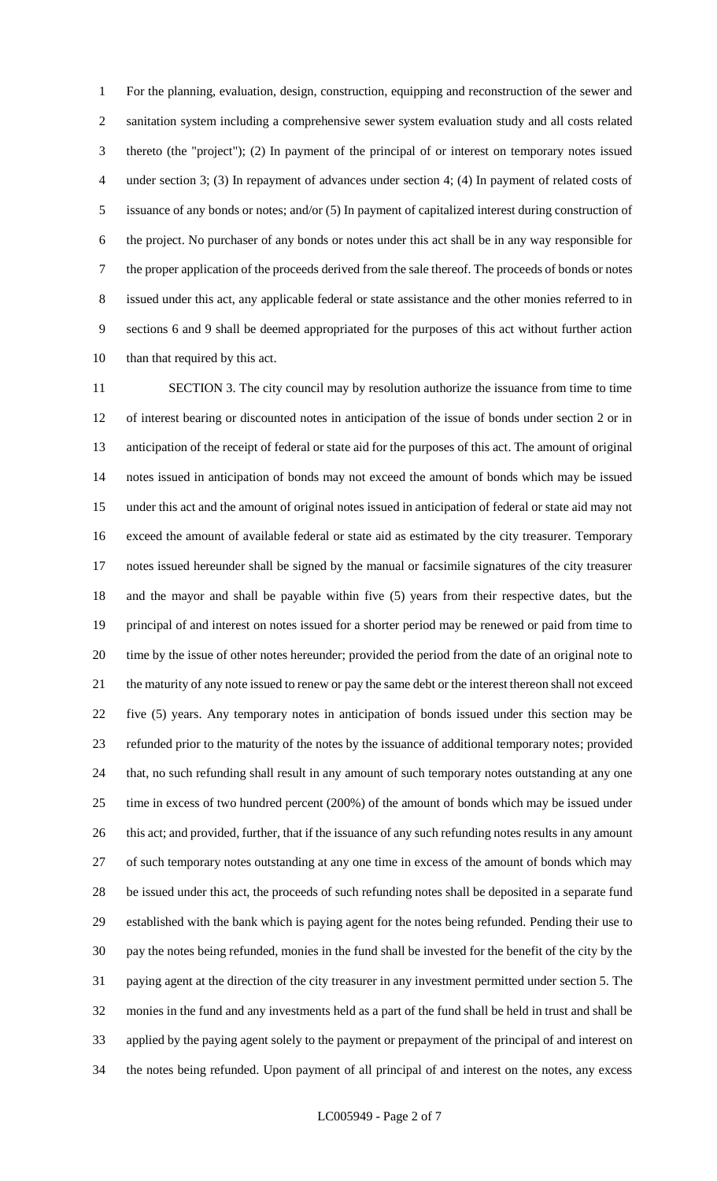For the planning, evaluation, design, construction, equipping and reconstruction of the sewer and sanitation system including a comprehensive sewer system evaluation study and all costs related thereto (the "project"); (2) In payment of the principal of or interest on temporary notes issued under section 3; (3) In repayment of advances under section 4; (4) In payment of related costs of issuance of any bonds or notes; and/or (5) In payment of capitalized interest during construction of the project. No purchaser of any bonds or notes under this act shall be in any way responsible for the proper application of the proceeds derived from the sale thereof. The proceeds of bonds or notes issued under this act, any applicable federal or state assistance and the other monies referred to in sections 6 and 9 shall be deemed appropriated for the purposes of this act without further action than that required by this act.

SECTION 3. The city council may by resolution authorize the issuance from time to time of interest bearing or discounted notes in anticipation of the issue of bonds under section 2 or in anticipation of the receipt of federal or state aid for the purposes of this act. The amount of original notes issued in anticipation of bonds may not exceed the amount of bonds which may be issued under this act and the amount of original notes issued in anticipation of federal or state aid may not exceed the amount of available federal or state aid as estimated by the city treasurer. Temporary notes issued hereunder shall be signed by the manual or facsimile signatures of the city treasurer and the mayor and shall be payable within five (5) years from their respective dates, but the principal of and interest on notes issued for a shorter period may be renewed or paid from time to time by the issue of other notes hereunder; provided the period from the date of an original note to the maturity of any note issued to renew or pay the same debt or the interest thereon shall not exceed five (5) years. Any temporary notes in anticipation of bonds issued under this section may be refunded prior to the maturity of the notes by the issuance of additional temporary notes; provided that, no such refunding shall result in any amount of such temporary notes outstanding at any one time in excess of two hundred percent (200%) of the amount of bonds which may be issued under this act; and provided, further, that if the issuance of any such refunding notes results in any amount of such temporary notes outstanding at any one time in excess of the amount of bonds which may be issued under this act, the proceeds of such refunding notes shall be deposited in a separate fund established with the bank which is paying agent for the notes being refunded. Pending their use to pay the notes being refunded, monies in the fund shall be invested for the benefit of the city by the paying agent at the direction of the city treasurer in any investment permitted under section 5. The monies in the fund and any investments held as a part of the fund shall be held in trust and shall be applied by the paying agent solely to the payment or prepayment of the principal of and interest on the notes being refunded. Upon payment of all principal of and interest on the notes, any excess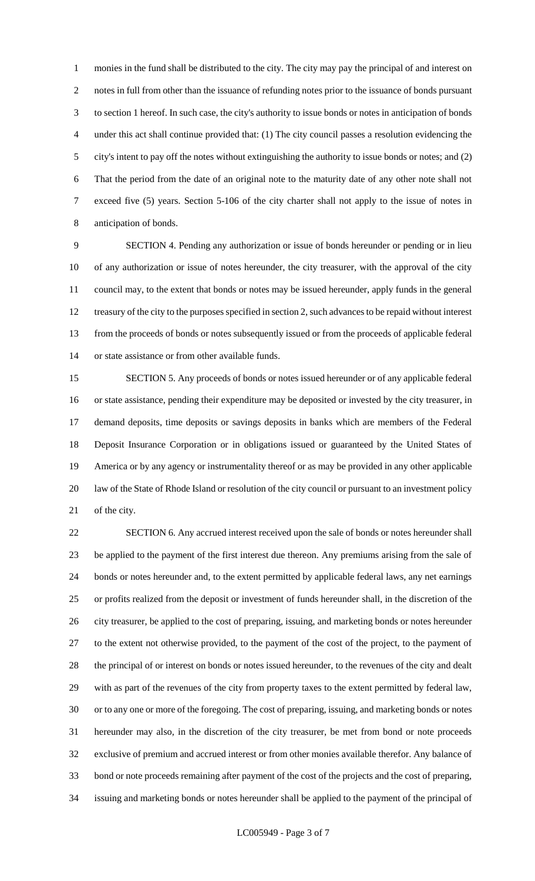monies in the fund shall be distributed to the city. The city may pay the principal of and interest on notes in full from other than the issuance of refunding notes prior to the issuance of bonds pursuant to section 1 hereof. In such case, the city's authority to issue bonds or notes in anticipation of bonds under this act shall continue provided that: (1) The city council passes a resolution evidencing the city's intent to pay off the notes without extinguishing the authority to issue bonds or notes; and (2) That the period from the date of an original note to the maturity date of any other note shall not exceed five (5) years. Section 5-106 of the city charter shall not apply to the issue of notes in anticipation of bonds.

SECTION 4. Pending any authorization or issue of bonds hereunder or pending or in lieu of any authorization or issue of notes hereunder, the city treasurer, with the approval of the city council may, to the extent that bonds or notes may be issued hereunder, apply funds in the general treasury of the city to the purposes specified in section 2, such advances to be repaid without interest from the proceeds of bonds or notes subsequently issued or from the proceeds of applicable federal or state assistance or from other available funds.

SECTION 5. Any proceeds of bonds or notes issued hereunder or of any applicable federal or state assistance, pending their expenditure may be deposited or invested by the city treasurer, in demand deposits, time deposits or savings deposits in banks which are members of the Federal Deposit Insurance Corporation or in obligations issued or guaranteed by the United States of America or by any agency or instrumentality thereof or as may be provided in any other applicable law of the State of Rhode Island or resolution of the city council or pursuant to an investment policy of the city.

SECTION 6. Any accrued interest received upon the sale of bonds or notes hereunder shall be applied to the payment of the first interest due thereon. Any premiums arising from the sale of bonds or notes hereunder and, to the extent permitted by applicable federal laws, any net earnings or profits realized from the deposit or investment of funds hereunder shall, in the discretion of the city treasurer, be applied to the cost of preparing, issuing, and marketing bonds or notes hereunder to the extent not otherwise provided, to the payment of the cost of the project, to the payment of the principal of or interest on bonds or notes issued hereunder, to the revenues of the city and dealt with as part of the revenues of the city from property taxes to the extent permitted by federal law, or to any one or more of the foregoing. The cost of preparing, issuing, and marketing bonds or notes hereunder may also, in the discretion of the city treasurer, be met from bond or note proceeds exclusive of premium and accrued interest or from other monies available therefor. Any balance of bond or note proceeds remaining after payment of the cost of the projects and the cost of preparing, issuing and marketing bonds or notes hereunder shall be applied to the payment of the principal of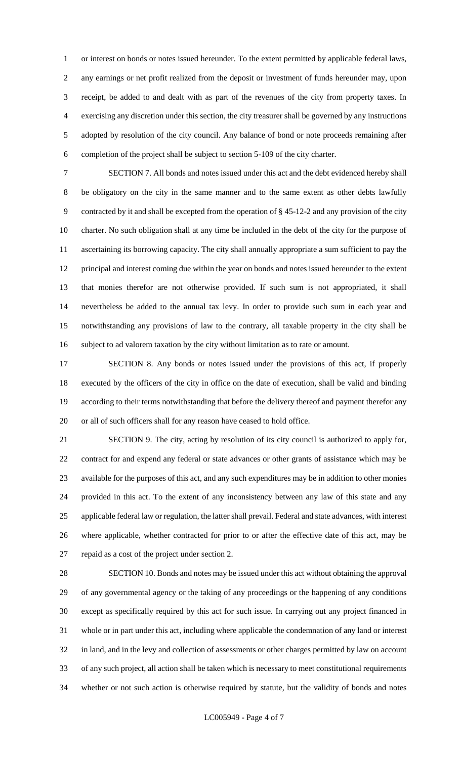or interest on bonds or notes issued hereunder. To the extent permitted by applicable federal laws, any earnings or net profit realized from the deposit or investment of funds hereunder may, upon receipt, be added to and dealt with as part of the revenues of the city from property taxes. In exercising any discretion under this section, the city treasurer shall be governed by any instructions adopted by resolution of the city council. Any balance of bond or note proceeds remaining after completion of the project shall be subject to section 5-109 of the city charter.

SECTION 7. All bonds and notes issued under this act and the debt evidenced hereby shall be obligatory on the city in the same manner and to the same extent as other debts lawfully contracted by it and shall be excepted from the operation of § 45-12-2 and any provision of the city charter. No such obligation shall at any time be included in the debt of the city for the purpose of ascertaining its borrowing capacity. The city shall annually appropriate a sum sufficient to pay the principal and interest coming due within the year on bonds and notes issued hereunder to the extent that monies therefor are not otherwise provided. If such sum is not appropriated, it shall nevertheless be added to the annual tax levy. In order to provide such sum in each year and notwithstanding any provisions of law to the contrary, all taxable property in the city shall be subject to ad valorem taxation by the city without limitation as to rate or amount.

SECTION 8. Any bonds or notes issued under the provisions of this act, if properly executed by the officers of the city in office on the date of execution, shall be valid and binding according to their terms notwithstanding that before the delivery thereof and payment therefor any or all of such officers shall for any reason have ceased to hold office.

SECTION 9. The city, acting by resolution of its city council is authorized to apply for, contract for and expend any federal or state advances or other grants of assistance which may be available for the purposes of this act, and any such expenditures may be in addition to other monies provided in this act. To the extent of any inconsistency between any law of this state and any applicable federal law or regulation, the latter shall prevail. Federal and state advances, with interest where applicable, whether contracted for prior to or after the effective date of this act, may be repaid as a cost of the project under section 2.

SECTION 10. Bonds and notes may be issued under this act without obtaining the approval of any governmental agency or the taking of any proceedings or the happening of any conditions except as specifically required by this act for such issue. In carrying out any project financed in whole or in part under this act, including where applicable the condemnation of any land or interest in land, and in the levy and collection of assessments or other charges permitted by law on account of any such project, all action shall be taken which is necessary to meet constitutional requirements whether or not such action is otherwise required by statute, but the validity of bonds and notes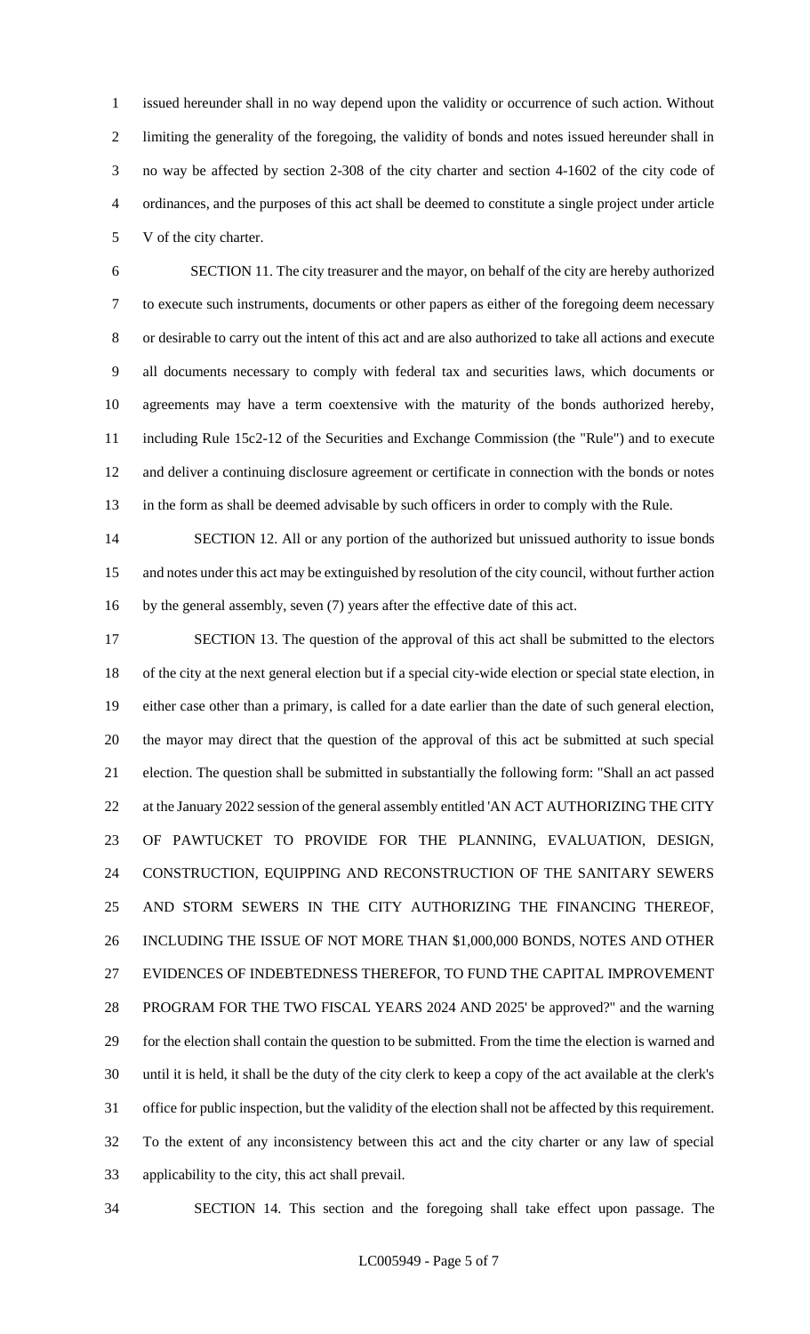issued hereunder shall in no way depend upon the validity or occurrence of such action. Without limiting the generality of the foregoing, the validity of bonds and notes issued hereunder shall in no way be affected by section 2-308 of the city charter and section 4-1602 of the city code of ordinances, and the purposes of this act shall be deemed to constitute a single project under article V of the city charter.

SECTION 11. The city treasurer and the mayor, on behalf of the city are hereby authorized to execute such instruments, documents or other papers as either of the foregoing deem necessary or desirable to carry out the intent of this act and are also authorized to take all actions and execute all documents necessary to comply with federal tax and securities laws, which documents or agreements may have a term coextensive with the maturity of the bonds authorized hereby, including Rule 15c2-12 of the Securities and Exchange Commission (the "Rule") and to execute and deliver a continuing disclosure agreement or certificate in connection with the bonds or notes in the form as shall be deemed advisable by such officers in order to comply with the Rule.

SECTION 12. All or any portion of the authorized but unissued authority to issue bonds and notes under this act may be extinguished by resolution of the city council, without further action by the general assembly, seven (7) years after the effective date of this act.

SECTION 13. The question of the approval of this act shall be submitted to the electors of the city at the next general election but if a special city-wide election or special state election, in either case other than a primary, is called for a date earlier than the date of such general election, the mayor may direct that the question of the approval of this act be submitted at such special election. The question shall be submitted in substantially the following form: "Shall an act passed at the January 2022 session of the general assembly entitled 'AN ACT AUTHORIZING THE CITY OF PAWTUCKET TO PROVIDE FOR THE PLANNING, EVALUATION, DESIGN, CONSTRUCTION, EQUIPPING AND RECONSTRUCTION OF THE SANITARY SEWERS AND STORM SEWERS IN THE CITY AUTHORIZING THE FINANCING THEREOF, INCLUDING THE ISSUE OF NOT MORE THAN $1,000,000 BONDS, NOTES AND OTHER EVIDENCES OF INDEBTEDNESS THEREFOR, TO FUND THE CAPITAL IMPROVEMENT PROGRAM FOR THE TWO FISCAL YEARS 2024 AND 2025' be approved?" and the warning for the election shall contain the question to be submitted. From the time the election is warned and until it is held, it shall be the duty of the city clerk to keep a copy of the act available at the clerk's office for public inspection, but the validity of the election shall not be affected by this requirement. To the extent of any inconsistency between this act and the city charter or any law of special applicability to the city, this act shall prevail.

SECTION 14. This section and the foregoing shall take effect upon passage. The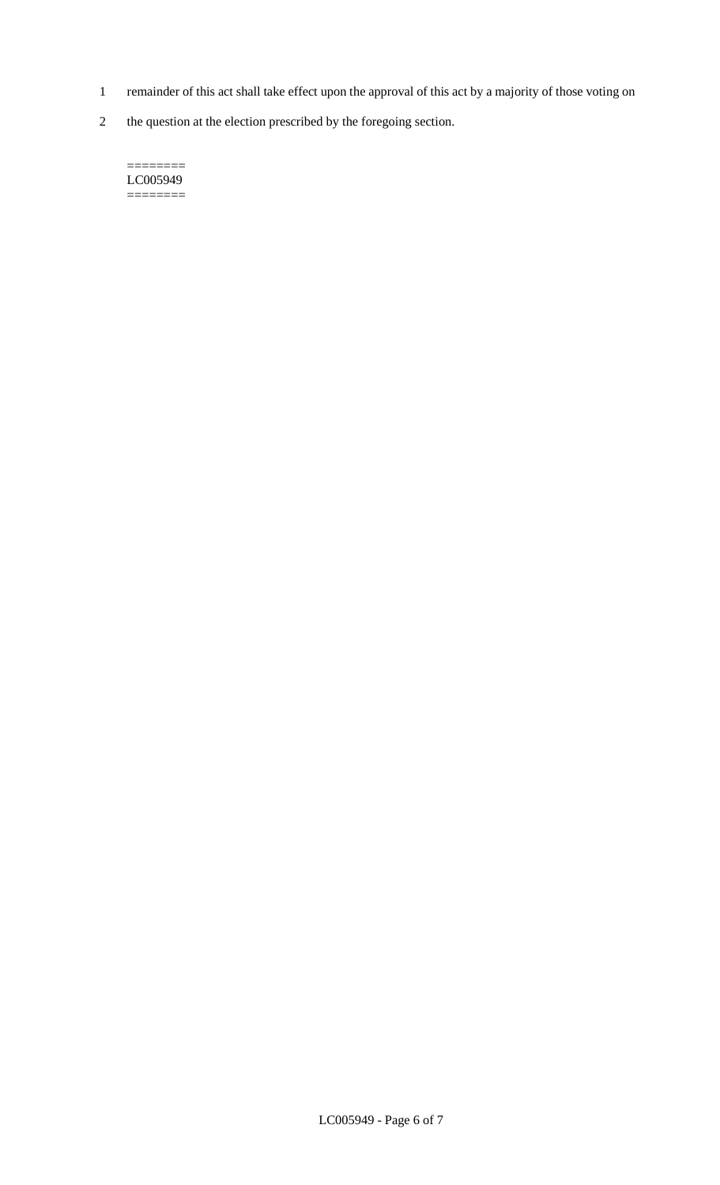remainder of this act shall take effect upon the approval of this act by a majority of those voting on the question at the election prescribed by the foregoing section.

========
LC005949
========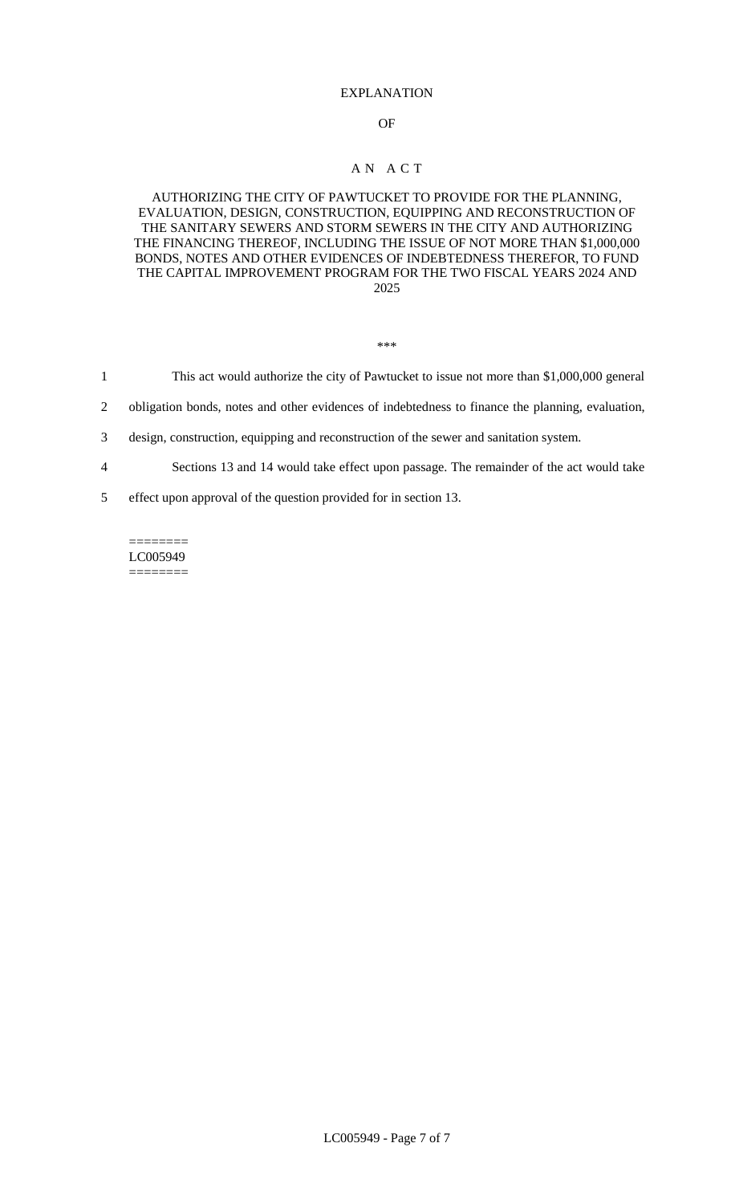# EXPLANATION

# OF

# A N A C T

## AUTHORIZING THE CITY OF PAWTUCKET TO PROVIDE FOR THE PLANNING, EVALUATION, DESIGN, CONSTRUCTION, EQUIPPING AND RECONSTRUCTION OF THE SANITARY SEWERS AND STORM SEWERS IN THE CITY AND AUTHORIZING THE FINANCING THEREOF, INCLUDING THE ISSUE OF NOT MORE THAN $1,000,000 BONDS, NOTES AND OTHER EVIDENCES OF INDEBTEDNESS THEREFOR, TO FUND THE CAPITAL IMPROVEMENT PROGRAM FOR THE TWO FISCAL YEARS 2024 AND 2025

***

1 This act would authorize the city of Pawtucket to issue not more than $1,000,000 general
2 obligation bonds, notes and other evidences of indebtedness to finance the planning, evaluation,
3 design, construction, equipping and reconstruction of the sewer and sanitation system.
4 Sections 13 and 14 would take effect upon passage. The remainder of the act would take
5 effect upon approval of the question provided for in section 13.

========
LC005949
========